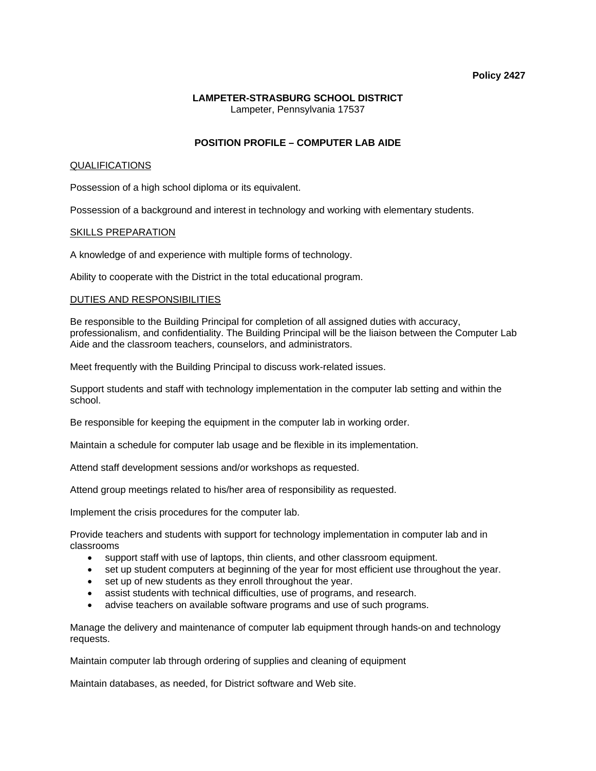**Policy 2427**

**LAMPETER-STRASBURG SCHOOL DISTRICT**
Lampeter, Pennsylvania 17537

# POSITION PROFILE – COMPUTER LAB AIDE

## QUALIFICATIONS

Possession of a high school diploma or its equivalent.

Possession of a background and interest in technology and working with elementary students.

## SKILLS PREPARATION

A knowledge of and experience with multiple forms of technology.

Ability to cooperate with the District in the total educational program.

## DUTIES AND RESPONSIBILITIES

Be responsible to the Building Principal for completion of all assigned duties with accuracy, professionalism, and confidentiality. The Building Principal will be the liaison between the Computer Lab Aide and the classroom teachers, counselors, and administrators.

Meet frequently with the Building Principal to discuss work-related issues.

Support students and staff with technology implementation in the computer lab setting and within the school.

Be responsible for keeping the equipment in the computer lab in working order.

Maintain a schedule for computer lab usage and be flexible in its implementation.

Attend staff development sessions and/or workshops as requested.

Attend group meetings related to his/her area of responsibility as requested.

Implement the crisis procedures for the computer lab.

Provide teachers and students with support for technology implementation in computer lab and in classrooms

- support staff with use of laptops, thin clients, and other classroom equipment.
- set up student computers at beginning of the year for most efficient use throughout the year.
- set up of new students as they enroll throughout the year.
- assist students with technical difficulties, use of programs, and research.
- advise teachers on available software programs and use of such programs.

Manage the delivery and maintenance of computer lab equipment through hands-on and technology requests.

Maintain computer lab through ordering of supplies and cleaning of equipment

Maintain databases, as needed, for District software and Web site.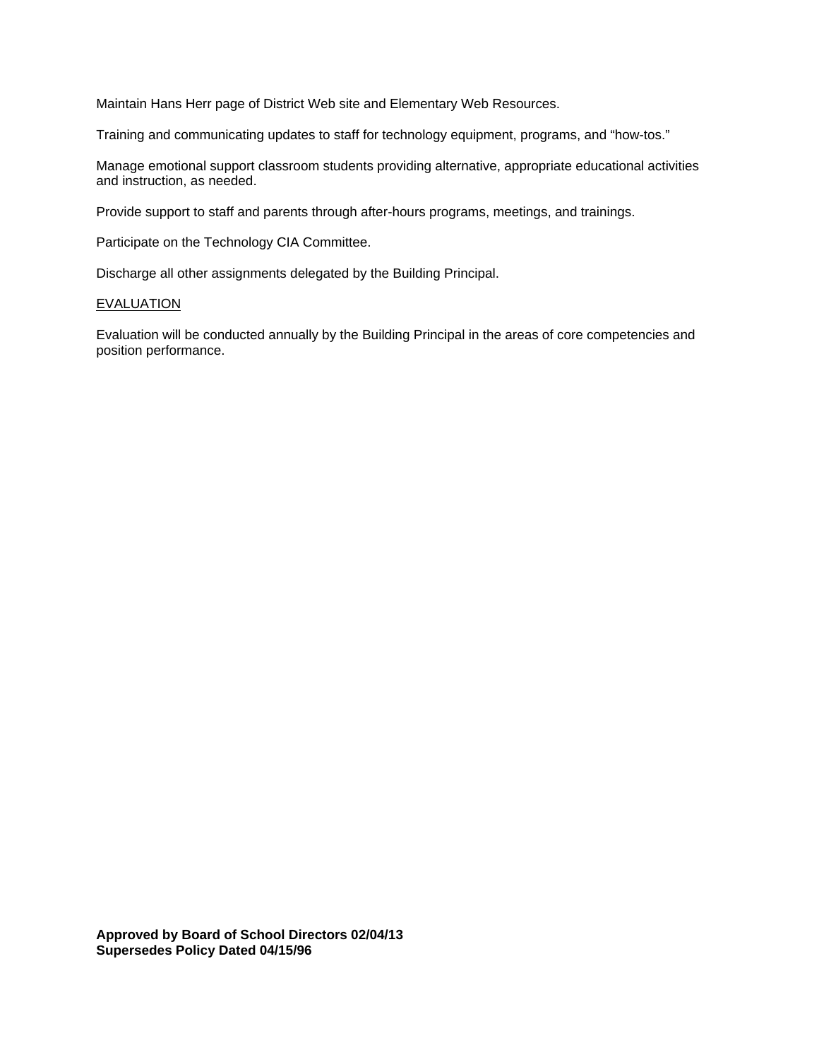Maintain Hans Herr page of District Web site and Elementary Web Resources.

Training and communicating updates to staff for technology equipment, programs, and "how-tos."

Manage emotional support classroom students providing alternative, appropriate educational activities and instruction, as needed.

Provide support to staff and parents through after-hours programs, meetings, and trainings.

Participate on the Technology CIA Committee.

Discharge all other assignments delegated by the Building Principal.

<u>EVALUATION</u>

Evaluation will be conducted annually by the Building Principal in the areas of core competencies and position performance.

**Approved by Board of School Directors 02/04/13**
**Supersedes Policy Dated 04/15/96**